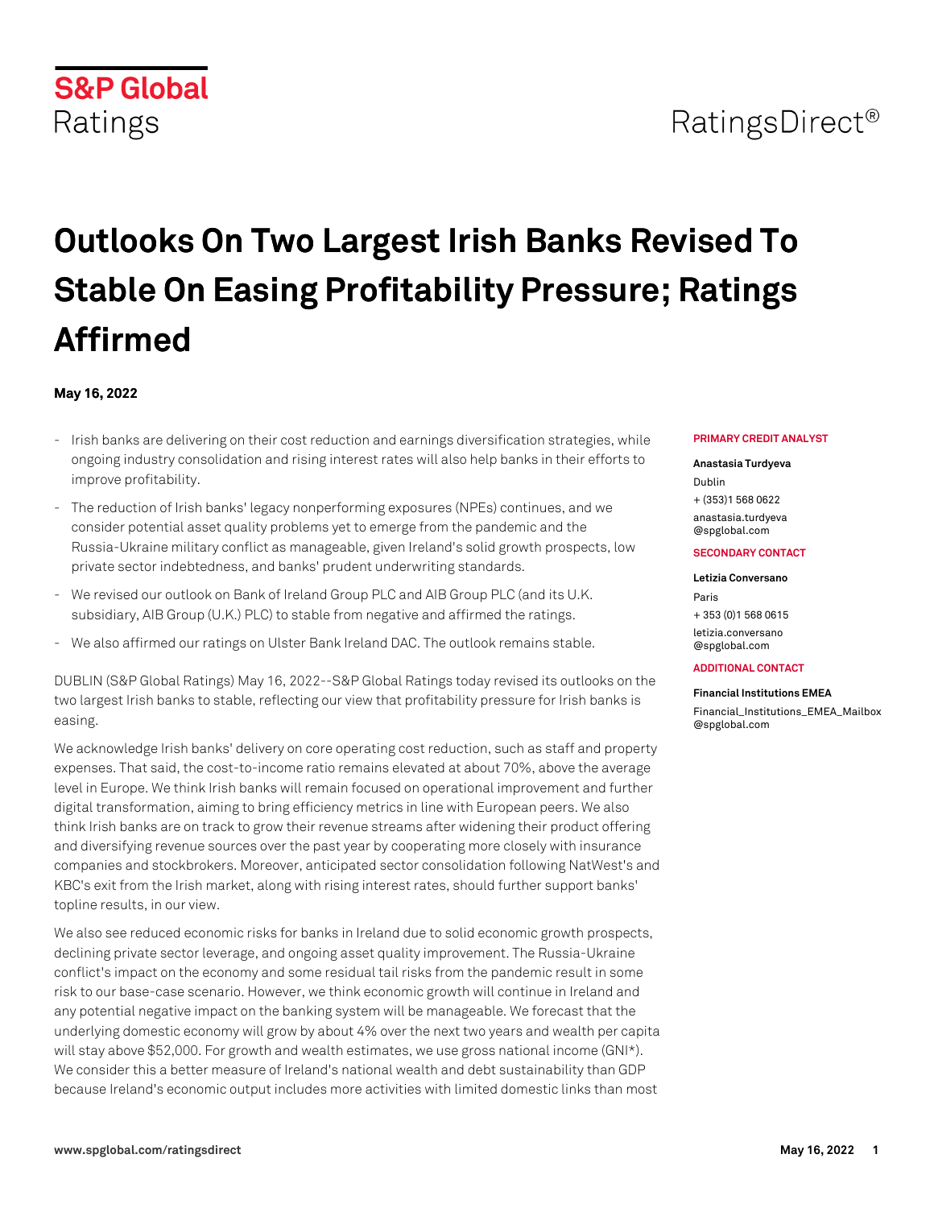S&P Global Ratings

RatingsDirect®

# Outlooks On Two Largest Irish Banks Revised To Stable On Easing Profitability Pressure; Ratings Affirmed

**May 16, 2022**

**PRIMARY CREDIT ANALYST**

**Anastasia Turdyeva**
Dublin
+ (353)1 568 0622
anastasia.turdyeva@spglobal.com

**SECONDARY CONTACT**

**Letizia Conversano**
Paris
+ 353 (0)1 568 0615
letizia.conversano@spglobal.com

**ADDITIONAL CONTACT**

**Financial Institutions EMEA**
Financial_Institutions_EMEA_Mailbox@spglobal.com

- Irish banks are delivering on their cost reduction and earnings diversification strategies, while ongoing industry consolidation and rising interest rates will also help banks in their efforts to improve profitability.
- The reduction of Irish banks' legacy nonperforming exposures (NPEs) continues, and we consider potential asset quality problems yet to emerge from the pandemic and the Russia-Ukraine military conflict as manageable, given Ireland's solid growth prospects, low private sector indebtedness, and banks' prudent underwriting standards.
- We revised our outlook on Bank of Ireland Group PLC and AIB Group PLC (and its U.K. subsidiary, AIB Group (U.K.) PLC) to stable from negative and affirmed the ratings.
- We also affirmed our ratings on Ulster Bank Ireland DAC. The outlook remains stable.

DUBLIN (S&P Global Ratings) May 16, 2022--S&P Global Ratings today revised its outlooks on the two largest Irish banks to stable, reflecting our view that profitability pressure for Irish banks is easing.

We acknowledge Irish banks' delivery on core operating cost reduction, such as staff and property expenses. That said, the cost-to-income ratio remains elevated at about 70%, above the average level in Europe. We think Irish banks will remain focused on operational improvement and further digital transformation, aiming to bring efficiency metrics in line with European peers. We also think Irish banks are on track to grow their revenue streams after widening their product offering and diversifying revenue sources over the past year by cooperating more closely with insurance companies and stockbrokers. Moreover, anticipated sector consolidation following NatWest's and KBC's exit from the Irish market, along with rising interest rates, should further support banks' topline results, in our view.

We also see reduced economic risks for banks in Ireland due to solid economic growth prospects, declining private sector leverage, and ongoing asset quality improvement. The Russia-Ukraine conflict's impact on the economy and some residual tail risks from the pandemic result in some risk to our base-case scenario. However, we think economic growth will continue in Ireland and any potential negative impact on the banking system will be manageable. We forecast that the underlying domestic economy will grow by about 4% over the next two years and wealth per capita will stay above $52,000. For growth and wealth estimates, we use gross national income (GNI*). We consider this a better measure of Ireland's national wealth and debt sustainability than GDP because Ireland's economic output includes more activities with limited domestic links than most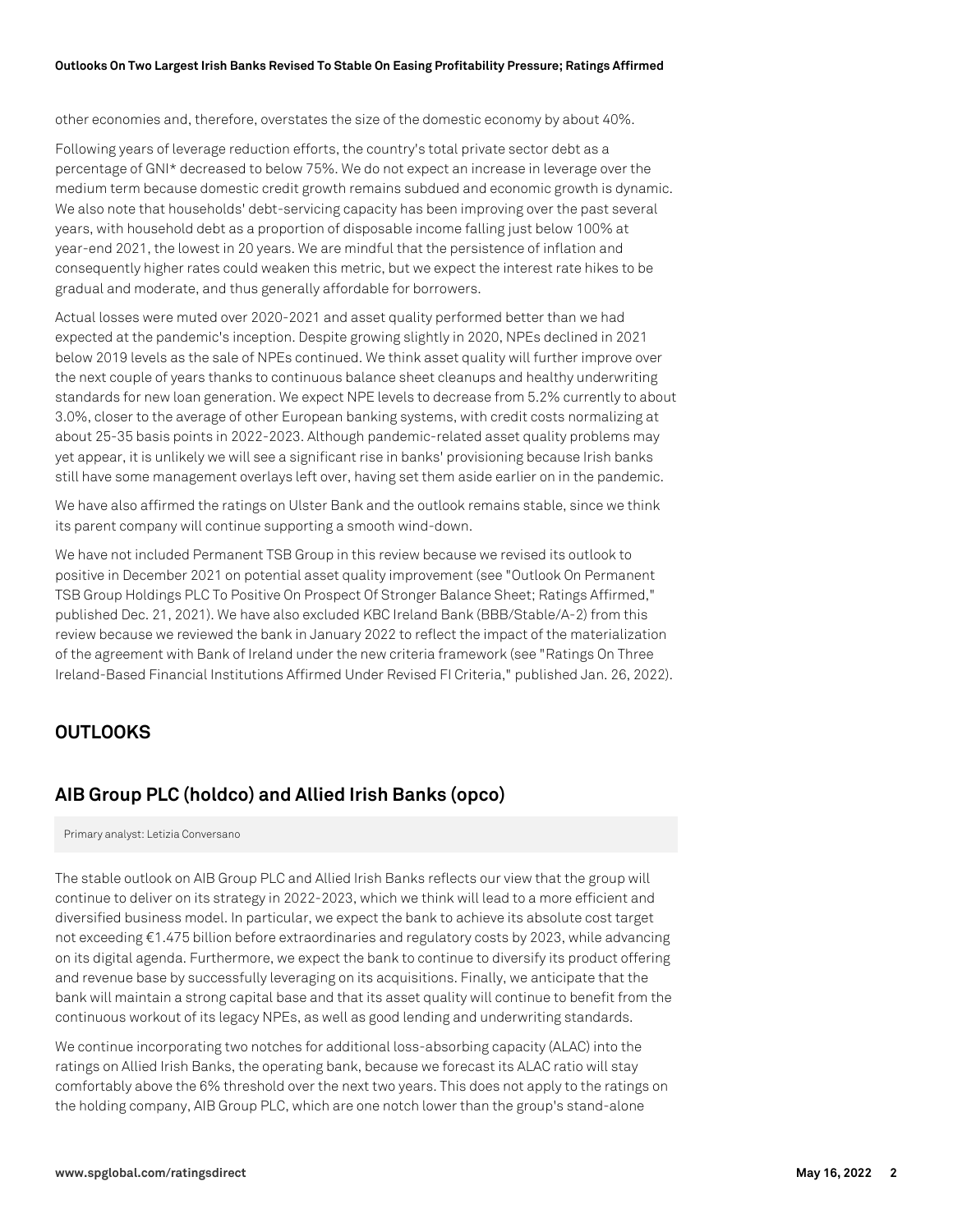other economies and, therefore, overstates the size of the domestic economy by about 40%.

Following years of leverage reduction efforts, the country's total private sector debt as a percentage of GNI* decreased to below 75%. We do not expect an increase in leverage over the medium term because domestic credit growth remains subdued and economic growth is dynamic. We also note that households' debt-servicing capacity has been improving over the past several years, with household debt as a proportion of disposable income falling just below 100% at year-end 2021, the lowest in 20 years. We are mindful that the persistence of inflation and consequently higher rates could weaken this metric, but we expect the interest rate hikes to be gradual and moderate, and thus generally affordable for borrowers.

Actual losses were muted over 2020-2021 and asset quality performed better than we had expected at the pandemic's inception. Despite growing slightly in 2020, NPEs declined in 2021 below 2019 levels as the sale of NPEs continued. We think asset quality will further improve over the next couple of years thanks to continuous balance sheet cleanups and healthy underwriting standards for new loan generation. We expect NPE levels to decrease from 5.2% currently to about 3.0%, closer to the average of other European banking systems, with credit costs normalizing at about 25-35 basis points in 2022-2023. Although pandemic-related asset quality problems may yet appear, it is unlikely we will see a significant rise in banks' provisioning because Irish banks still have some management overlays left over, having set them aside earlier on in the pandemic.

We have also affirmed the ratings on Ulster Bank and the outlook remains stable, since we think its parent company will continue supporting a smooth wind-down.

We have not included Permanent TSB Group in this review because we revised its outlook to positive in December 2021 on potential asset quality improvement (see "Outlook On Permanent TSB Group Holdings PLC To Positive On Prospect Of Stronger Balance Sheet; Ratings Affirmed," published Dec. 21, 2021). We have also excluded KBC Ireland Bank (BBB/Stable/A-2) from this review because we reviewed the bank in January 2022 to reflect the impact of the materialization of the agreement with Bank of Ireland under the new criteria framework (see "Ratings On Three Ireland-Based Financial Institutions Affirmed Under Revised FI Criteria," published Jan. 26, 2022).

## OUTLOOKS

## AIB Group PLC (holdco) and Allied Irish Banks (opco)

Primary analyst: Letizia Conversano

The stable outlook on AIB Group PLC and Allied Irish Banks reflects our view that the group will continue to deliver on its strategy in 2022-2023, which we think will lead to a more efficient and diversified business model. In particular, we expect the bank to achieve its absolute cost target not exceeding €1.475 billion before extraordinaries and regulatory costs by 2023, while advancing on its digital agenda. Furthermore, we expect the bank to continue to diversify its product offering and revenue base by successfully leveraging on its acquisitions. Finally, we anticipate that the bank will maintain a strong capital base and that its asset quality will continue to benefit from the continuous workout of its legacy NPEs, as well as good lending and underwriting standards.

We continue incorporating two notches for additional loss-absorbing capacity (ALAC) into the ratings on Allied Irish Banks, the operating bank, because we forecast its ALAC ratio will stay comfortably above the 6% threshold over the next two years. This does not apply to the ratings on the holding company, AIB Group PLC, which are one notch lower than the group's stand-alone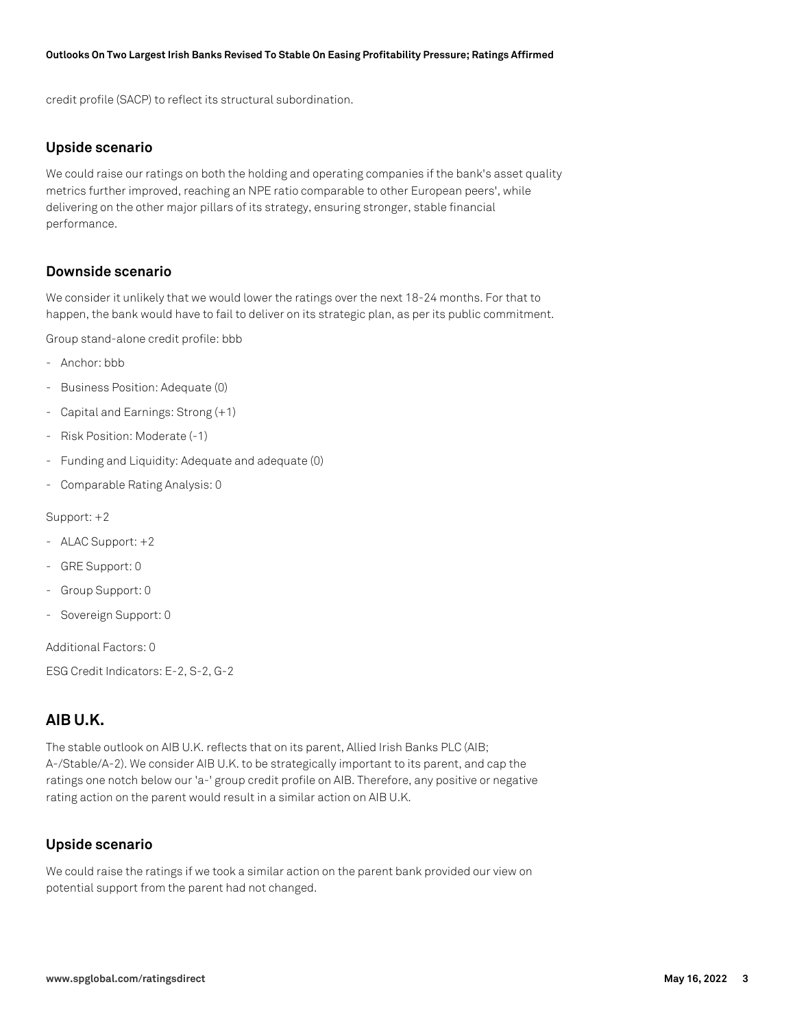credit profile (SACP) to reflect its structural subordination.

### Upside scenario

We could raise our ratings on both the holding and operating companies if the bank's asset quality metrics further improved, reaching an NPE ratio comparable to other European peers', while delivering on the other major pillars of its strategy, ensuring stronger, stable financial performance.

### Downside scenario

We consider it unlikely that we would lower the ratings over the next 18-24 months. For that to happen, the bank would have to fail to deliver on its strategic plan, as per its public commitment.

Group stand-alone credit profile: bbb

- Anchor: bbb
- Business Position: Adequate (0)
- Capital and Earnings: Strong (+1)
- Risk Position: Moderate (-1)
- Funding and Liquidity: Adequate and adequate (0)
- Comparable Rating Analysis: 0

Support: +2

- ALAC Support: +2
- GRE Support: 0
- Group Support: 0
- Sovereign Support: 0

Additional Factors: 0

ESG Credit Indicators: E-2, S-2, G-2

## AIB U.K.

The stable outlook on AIB U.K. reflects that on its parent, Allied Irish Banks PLC (AIB; A-/Stable/A-2). We consider AIB U.K. to be strategically important to its parent, and cap the ratings one notch below our 'a-' group credit profile on AIB. Therefore, any positive or negative rating action on the parent would result in a similar action on AIB U.K.

### Upside scenario

We could raise the ratings if we took a similar action on the parent bank provided our view on potential support from the parent had not changed.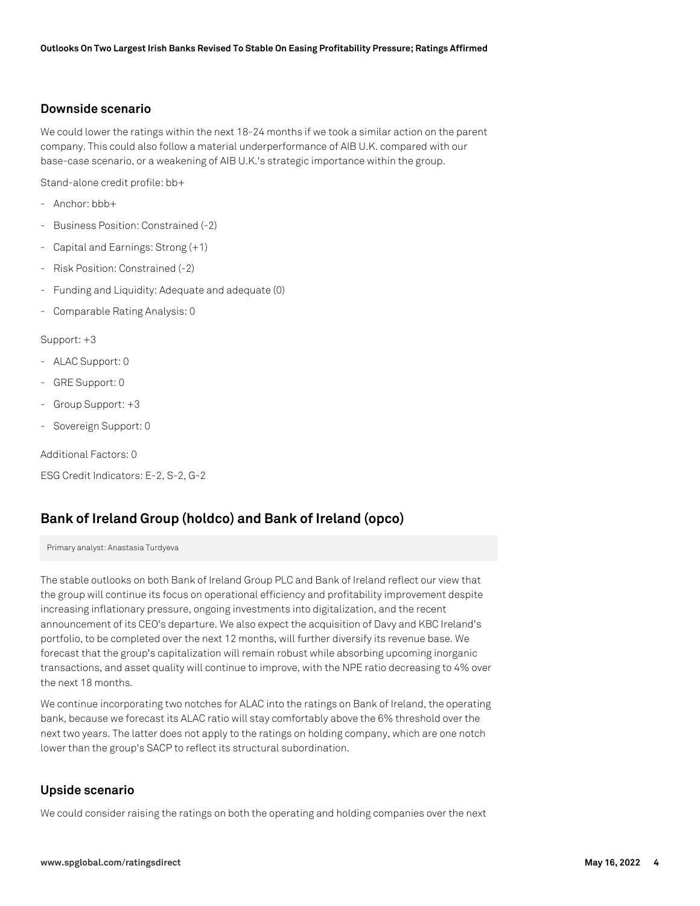### Downside scenario

We could lower the ratings within the next 18-24 months if we took a similar action on the parent company. This could also follow a material underperformance of AIB U.K. compared with our base-case scenario, or a weakening of AIB U.K.'s strategic importance within the group.

Stand-alone credit profile: bb+

- Anchor: bbb+
- Business Position: Constrained (-2)
- Capital and Earnings: Strong (+1)
- Risk Position: Constrained (-2)
- Funding and Liquidity: Adequate and adequate (0)
- Comparable Rating Analysis: 0

Support: +3

- ALAC Support: 0
- GRE Support: 0
- Group Support: +3
- Sovereign Support: 0

Additional Factors: 0

ESG Credit Indicators: E-2, S-2, G-2

## Bank of Ireland Group (holdco) and Bank of Ireland (opco)

Primary analyst: Anastasia Turdyeva

The stable outlooks on both Bank of Ireland Group PLC and Bank of Ireland reflect our view that the group will continue its focus on operational efficiency and profitability improvement despite increasing inflationary pressure, ongoing investments into digitalization, and the recent announcement of its CEO's departure. We also expect the acquisition of Davy and KBC Ireland's portfolio, to be completed over the next 12 months, will further diversify its revenue base. We forecast that the group's capitalization will remain robust while absorbing upcoming inorganic transactions, and asset quality will continue to improve, with the NPE ratio decreasing to 4% over the next 18 months.

We continue incorporating two notches for ALAC into the ratings on Bank of Ireland, the operating bank, because we forecast its ALAC ratio will stay comfortably above the 6% threshold over the next two years. The latter does not apply to the ratings on holding company, which are one notch lower than the group's SACP to reflect its structural subordination.

### Upside scenario

We could consider raising the ratings on both the operating and holding companies over the next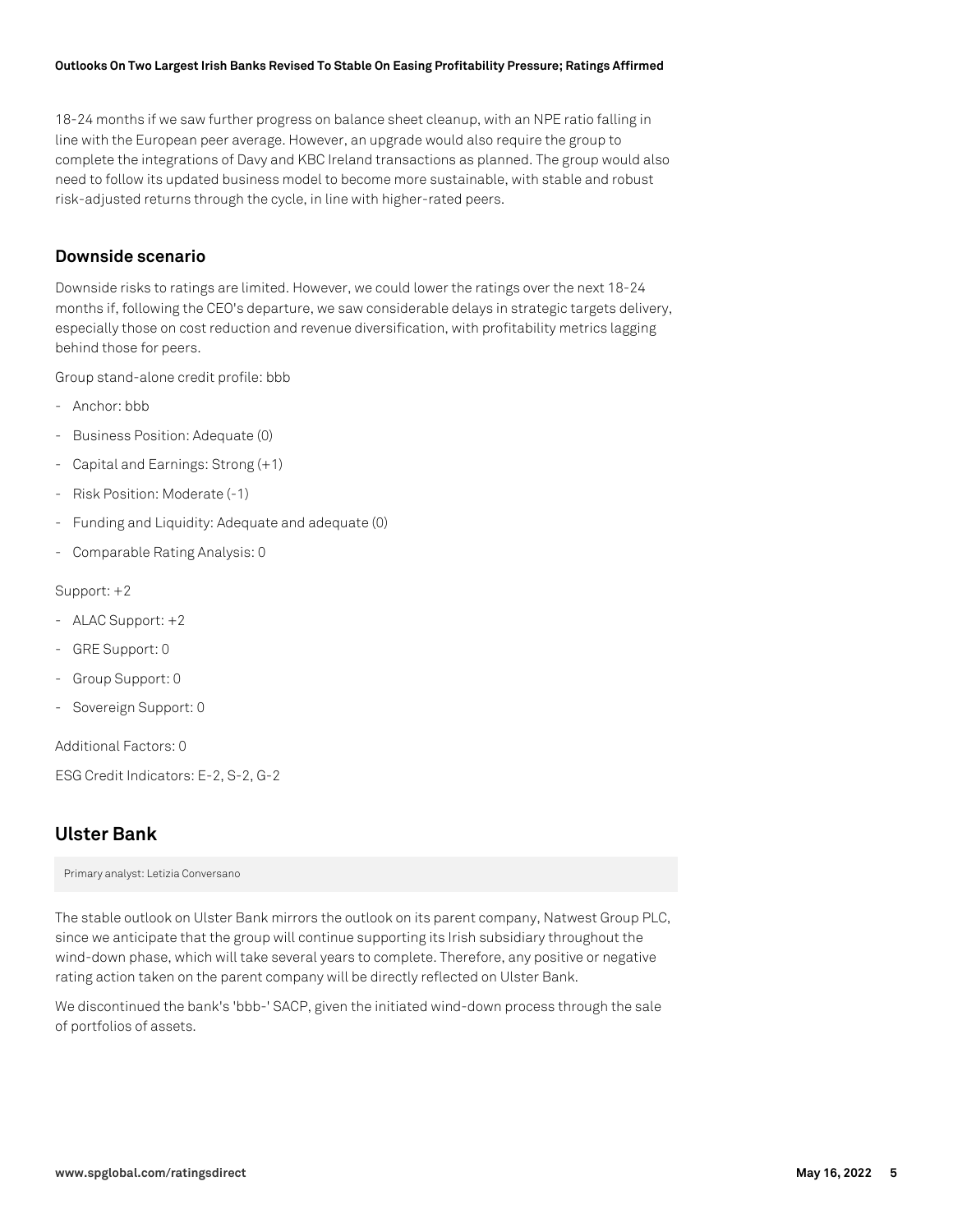18-24 months if we saw further progress on balance sheet cleanup, with an NPE ratio falling in line with the European peer average. However, an upgrade would also require the group to complete the integrations of Davy and KBC Ireland transactions as planned. The group would also need to follow its updated business model to become more sustainable, with stable and robust risk-adjusted returns through the cycle, in line with higher-rated peers.

### Downside scenario

Downside risks to ratings are limited. However, we could lower the ratings over the next 18-24 months if, following the CEO's departure, we saw considerable delays in strategic targets delivery, especially those on cost reduction and revenue diversification, with profitability metrics lagging behind those for peers.

Group stand-alone credit profile: bbb

- Anchor: bbb
- Business Position: Adequate (0)
- Capital and Earnings: Strong (+1)
- Risk Position: Moderate (-1)
- Funding and Liquidity: Adequate and adequate (0)
- Comparable Rating Analysis: 0

Support: +2

- ALAC Support: +2
- GRE Support: 0
- Group Support: 0
- Sovereign Support: 0

Additional Factors: 0

ESG Credit Indicators: E-2, S-2, G-2

## Ulster Bank

Primary analyst: Letizia Conversano

The stable outlook on Ulster Bank mirrors the outlook on its parent company, Natwest Group PLC, since we anticipate that the group will continue supporting its Irish subsidiary throughout the wind-down phase, which will take several years to complete. Therefore, any positive or negative rating action taken on the parent company will be directly reflected on Ulster Bank.

We discontinued the bank's 'bbb-' SACP, given the initiated wind-down process through the sale of portfolios of assets.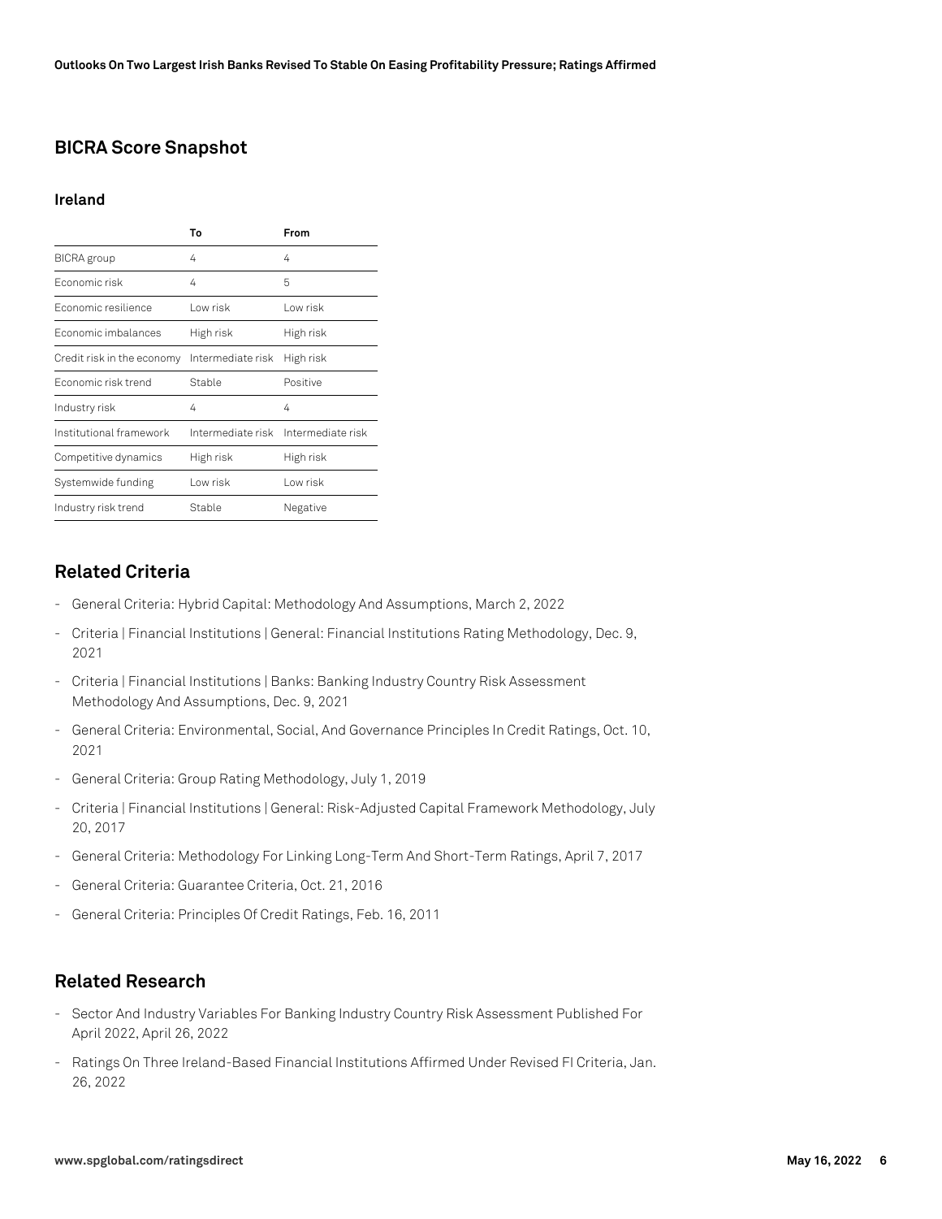## BICRA Score Snapshot

### Ireland

| | To | From |
|---|---|---|
| BICRA group | 4 | 4 |
| Economic risk | 4 | 5 |
| Economic resilience | Low risk | Low risk |
| Economic imbalances | High risk | High risk |
| Credit risk in the economy | Intermediate risk | High risk |
| Economic risk trend | Stable | Positive |
| Industry risk | 4 | 4 |
| Institutional framework | Intermediate risk | Intermediate risk |
| Competitive dynamics | High risk | High risk |
| Systemwide funding | Low risk | Low risk |
| Industry risk trend | Stable | Negative |

## Related Criteria

- General Criteria: Hybrid Capital: Methodology And Assumptions, March 2, 2022
- Criteria | Financial Institutions | General: Financial Institutions Rating Methodology, Dec. 9, 2021
- Criteria | Financial Institutions | Banks: Banking Industry Country Risk Assessment Methodology And Assumptions, Dec. 9, 2021
- General Criteria: Environmental, Social, And Governance Principles In Credit Ratings, Oct. 10, 2021
- General Criteria: Group Rating Methodology, July 1, 2019
- Criteria | Financial Institutions | General: Risk-Adjusted Capital Framework Methodology, July 20, 2017
- General Criteria: Methodology For Linking Long-Term And Short-Term Ratings, April 7, 2017
- General Criteria: Guarantee Criteria, Oct. 21, 2016
- General Criteria: Principles Of Credit Ratings, Feb. 16, 2011

## Related Research

- Sector And Industry Variables For Banking Industry Country Risk Assessment Published For April 2022, April 26, 2022
- Ratings On Three Ireland-Based Financial Institutions Affirmed Under Revised FI Criteria, Jan. 26, 2022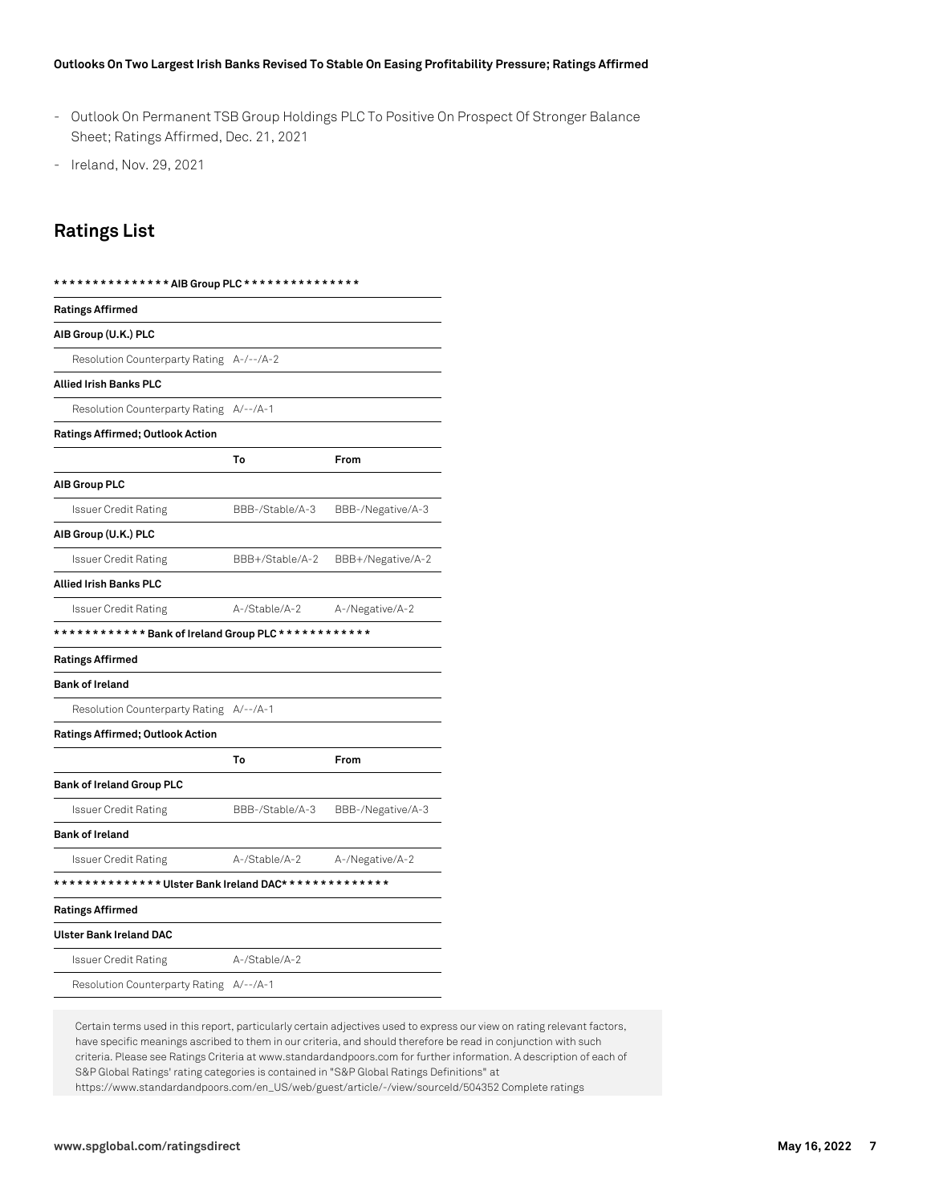- Outlook On Permanent TSB Group Holdings PLC To Positive On Prospect Of Stronger Balance Sheet; Ratings Affirmed, Dec. 21, 2021
- Ireland, Nov. 29, 2021

## Ratings List

| *************** AIB Group PLC *************** | | |
|---|---|---|
| **Ratings Affirmed** | | |
| **AIB Group (U.K.) PLC** | | |
| Resolution Counterparty Rating | A-/--/A-2 | |
| **Allied Irish Banks PLC** | | |
| Resolution Counterparty Rating | A/--/A-1 | |
| **Ratings Affirmed; Outlook Action** | | |
| | **To** | **From** |
| **AIB Group PLC** | | |
| Issuer Credit Rating | BBB-/Stable/A-3 | BBB-/Negative/A-3 |
| **AIB Group (U.K.) PLC** | | |
| Issuer Credit Rating | BBB+/Stable/A-2 | BBB+/Negative/A-2 |
| **Allied Irish Banks PLC** | | |
| Issuer Credit Rating | A-/Stable/A-2 | A-/Negative/A-2 |
| ************ Bank of Ireland Group PLC ************ | | |
| **Ratings Affirmed** | | |
| **Bank of Ireland** | | |
| Resolution Counterparty Rating | A/--/A-1 | |
| **Ratings Affirmed; Outlook Action** | | |
| | **To** | **From** |
| **Bank of Ireland Group PLC** | | |
| Issuer Credit Rating | BBB-/Stable/A-3 | BBB-/Negative/A-3 |
| **Bank of Ireland** | | |
| Issuer Credit Rating | A-/Stable/A-2 | A-/Negative/A-2 |
| ************** Ulster Bank Ireland DAC* ************* | | |
| **Ratings Affirmed** | | |
| **Ulster Bank Ireland DAC** | | |
| Issuer Credit Rating | A-/Stable/A-2 | |
| Resolution Counterparty Rating | A/--/A-1 | |

Certain terms used in this report, particularly certain adjectives used to express our view on rating relevant factors, have specific meanings ascribed to them in our criteria, and should therefore be read in conjunction with such criteria. Please see Ratings Criteria at www.standardandpoors.com for further information. A description of each of S&P Global Ratings' rating categories is contained in "S&P Global Ratings Definitions" at https://www.standardandpoors.com/en_US/web/guest/article/-/view/sourceId/504352 Complete ratings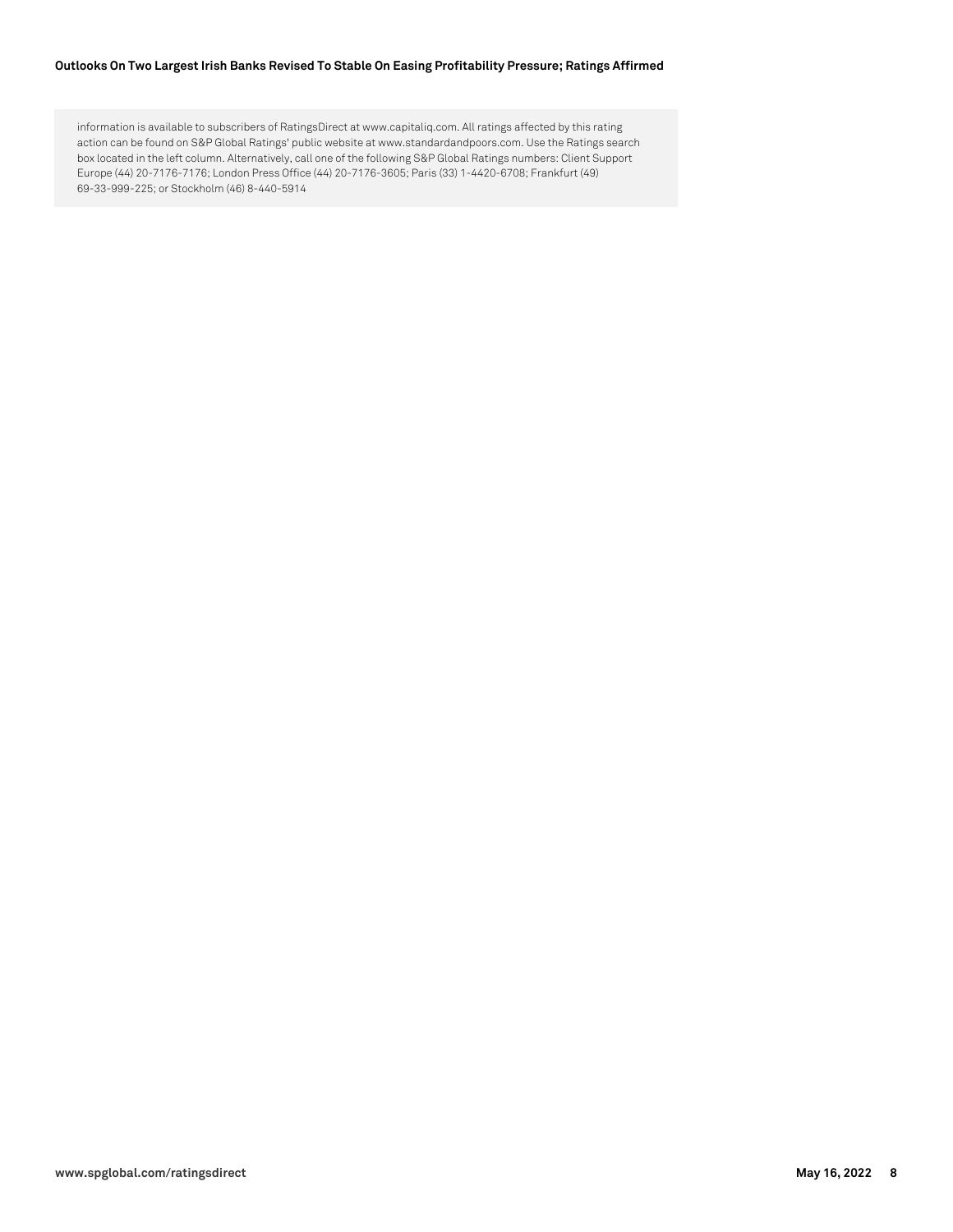information is available to subscribers of RatingsDirect at www.capitaliq.com. All ratings affected by this rating action can be found on S&P Global Ratings' public website at www.standardandpoors.com. Use the Ratings search box located in the left column. Alternatively, call one of the following S&P Global Ratings numbers: Client Support Europe (44) 20-7176-7176; London Press Office (44) 20-7176-3605; Paris (33) 1-4420-6708; Frankfurt (49) 69-33-999-225; or Stockholm (46) 8-440-5914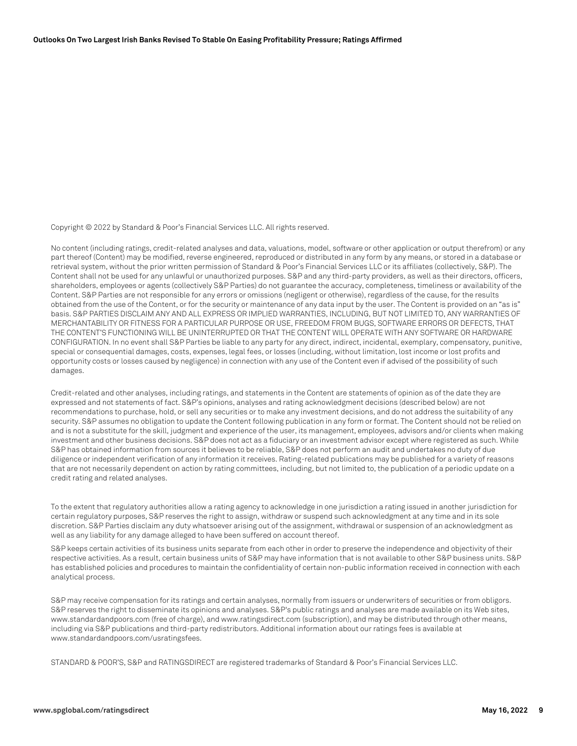Copyright © 2022 by Standard & Poor's Financial Services LLC. All rights reserved.

No content (including ratings, credit-related analyses and data, valuations, model, software or other application or output therefrom) or any part thereof (Content) may be modified, reverse engineered, reproduced or distributed in any form by any means, or stored in a database or retrieval system, without the prior written permission of Standard & Poor's Financial Services LLC or its affiliates (collectively, S&P). The Content shall not be used for any unlawful or unauthorized purposes. S&P and any third-party providers, as well as their directors, officers, shareholders, employees or agents (collectively S&P Parties) do not guarantee the accuracy, completeness, timeliness or availability of the Content. S&P Parties are not responsible for any errors or omissions (negligent or otherwise), regardless of the cause, for the results obtained from the use of the Content, or for the security or maintenance of any data input by the user. The Content is provided on an "as is" basis. S&P PARTIES DISCLAIM ANY AND ALL EXPRESS OR IMPLIED WARRANTIES, INCLUDING, BUT NOT LIMITED TO, ANY WARRANTIES OF MERCHANTABILITY OR FITNESS FOR A PARTICULAR PURPOSE OR USE, FREEDOM FROM BUGS, SOFTWARE ERRORS OR DEFECTS, THAT THE CONTENT'S FUNCTIONING WILL BE UNINTERRUPTED OR THAT THE CONTENT WILL OPERATE WITH ANY SOFTWARE OR HARDWARE CONFIGURATION. In no event shall S&P Parties be liable to any party for any direct, indirect, incidental, exemplary, compensatory, punitive, special or consequential damages, costs, expenses, legal fees, or losses (including, without limitation, lost income or lost profits and opportunity costs or losses caused by negligence) in connection with any use of the Content even if advised of the possibility of such damages.

Credit-related and other analyses, including ratings, and statements in the Content are statements of opinion as of the date they are expressed and not statements of fact. S&P's opinions, analyses and rating acknowledgment decisions (described below) are not recommendations to purchase, hold, or sell any securities or to make any investment decisions, and do not address the suitability of any security. S&P assumes no obligation to update the Content following publication in any form or format. The Content should not be relied on and is not a substitute for the skill, judgment and experience of the user, its management, employees, advisors and/or clients when making investment and other business decisions. S&P does not act as a fiduciary or an investment advisor except where registered as such. While S&P has obtained information from sources it believes to be reliable, S&P does not perform an audit and undertakes no duty of due diligence or independent verification of any information it receives. Rating-related publications may be published for a variety of reasons that are not necessarily dependent on action by rating committees, including, but not limited to, the publication of a periodic update on a credit rating and related analyses.

To the extent that regulatory authorities allow a rating agency to acknowledge in one jurisdiction a rating issued in another jurisdiction for certain regulatory purposes, S&P reserves the right to assign, withdraw or suspend such acknowledgment at any time and in its sole discretion. S&P Parties disclaim any duty whatsoever arising out of the assignment, withdrawal or suspension of an acknowledgment as well as any liability for any damage alleged to have been suffered on account thereof.

S&P keeps certain activities of its business units separate from each other in order to preserve the independence and objectivity of their respective activities. As a result, certain business units of S&P may have information that is not available to other S&P business units. S&P has established policies and procedures to maintain the confidentiality of certain non-public information received in connection with each analytical process.

S&P may receive compensation for its ratings and certain analyses, normally from issuers or underwriters of securities or from obligors. S&P reserves the right to disseminate its opinions and analyses. S&P's public ratings and analyses are made available on its Web sites, www.standardandpoors.com (free of charge), and www.ratingsdirect.com (subscription), and may be distributed through other means, including via S&P publications and third-party redistributors. Additional information about our ratings fees is available at www.standardandpoors.com/usratingsfees.

STANDARD & POOR'S, S&P and RATINGSDIRECT are registered trademarks of Standard & Poor's Financial Services LLC.